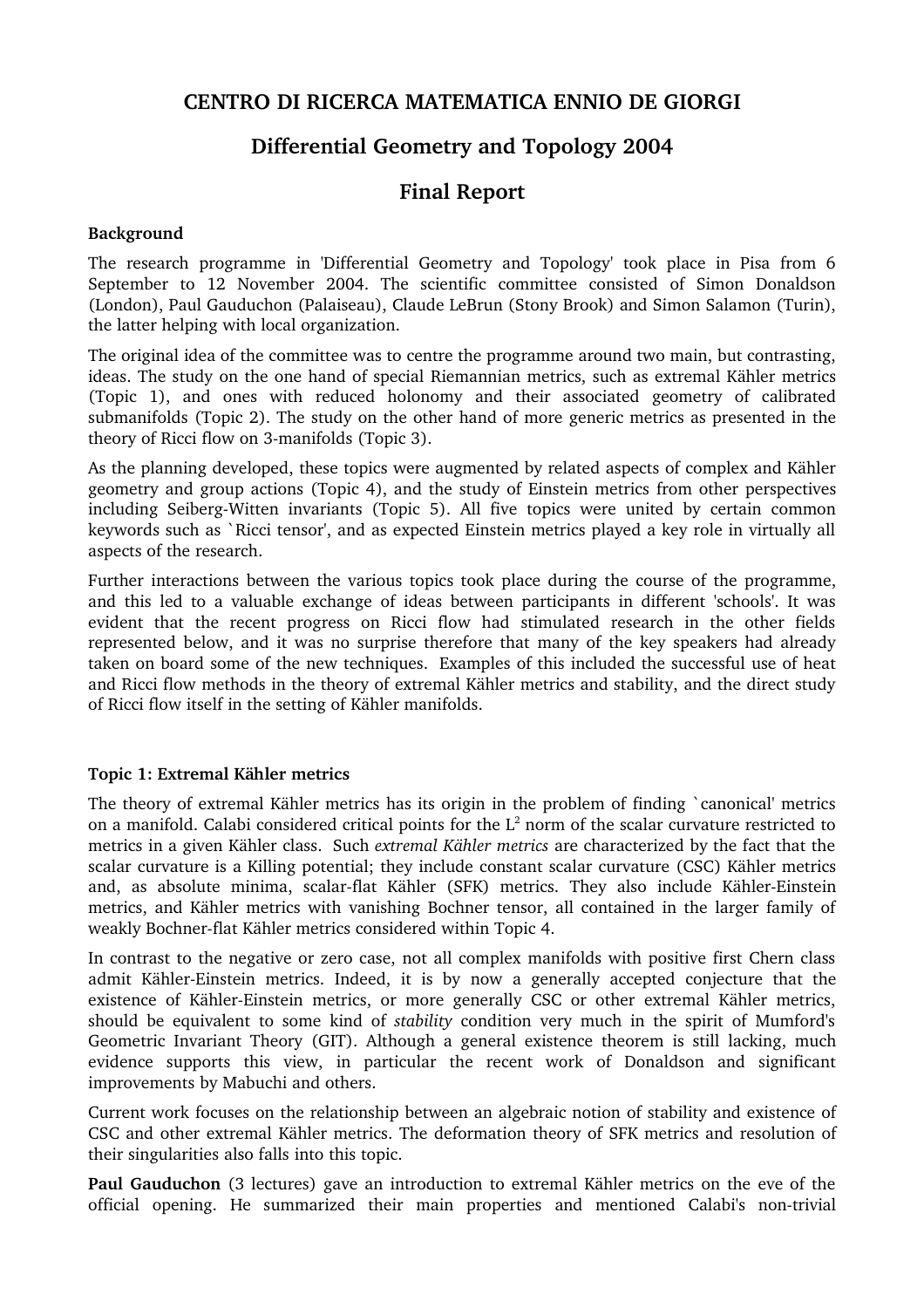# CENTRO DI RICERCA MATEMATICA ENNIO DE GIORGI

## Differential Geometry and Topology 2004

## Final Report

**Background**

The research programme in 'Differential Geometry and Topology' took place in Pisa from 6 September to 12 November 2004. The scientific committee consisted of Simon Donaldson (London), Paul Gauduchon (Palaiseau), Claude LeBrun (Stony Brook) and Simon Salamon (Turin), the latter helping with local organization.

The original idea of the committee was to centre the programme around two main, but contrasting, ideas. The study on the one hand of special Riemannian metrics, such as extremal Kähler metrics (Topic 1), and ones with reduced holonomy and their associated geometry of calibrated submanifolds (Topic 2). The study on the other hand of more generic metrics as presented in the theory of Ricci flow on 3-manifolds (Topic 3).

As the planning developed, these topics were augmented by related aspects of complex and Kähler geometry and group actions (Topic 4), and the study of Einstein metrics from other perspectives including Seiberg-Witten invariants (Topic 5). All five topics were united by certain common keywords such as `Ricci tensor', and as expected Einstein metrics played a key role in virtually all aspects of the research.

Further interactions between the various topics took place during the course of the programme, and this led to a valuable exchange of ideas between participants in different 'schools'. It was evident that the recent progress on Ricci flow had stimulated research in the other fields represented below, and it was no surprise therefore that many of the key speakers had already taken on board some of the new techniques. Examples of this included the successful use of heat and Ricci flow methods in the theory of extremal Kähler metrics and stability, and the direct study of Ricci flow itself in the setting of Kähler manifolds.

**Topic 1: Extremal Kähler metrics**

The theory of extremal Kähler metrics has its origin in the problem of finding `canonical' metrics on a manifold. Calabi considered critical points for the $L^2$ norm of the scalar curvature restricted to metrics in a given Kähler class. Such *extremal Kähler metrics* are characterized by the fact that the scalar curvature is a Killing potential; they include constant scalar curvature (CSC) Kähler metrics and, as absolute minima, scalar-flat Kähler (SFK) metrics. They also include Kähler-Einstein metrics, and Kähler metrics with vanishing Bochner tensor, all contained in the larger family of weakly Bochner-flat Kähler metrics considered within Topic 4.

In contrast to the negative or zero case, not all complex manifolds with positive first Chern class admit Kähler-Einstein metrics. Indeed, it is by now a generally accepted conjecture that the existence of Kähler-Einstein metrics, or more generally CSC or other extremal Kähler metrics, should be equivalent to some kind of *stability* condition very much in the spirit of Mumford's Geometric Invariant Theory (GIT). Although a general existence theorem is still lacking, much evidence supports this view, in particular the recent work of Donaldson and significant improvements by Mabuchi and others.

Current work focuses on the relationship between an algebraic notion of stability and existence of CSC and other extremal Kähler metrics. The deformation theory of SFK metrics and resolution of their singularities also falls into this topic.

**Paul Gauduchon** (3 lectures) gave an introduction to extremal Kähler metrics on the eve of the official opening. He summarized their main properties and mentioned Calabi's non-trivial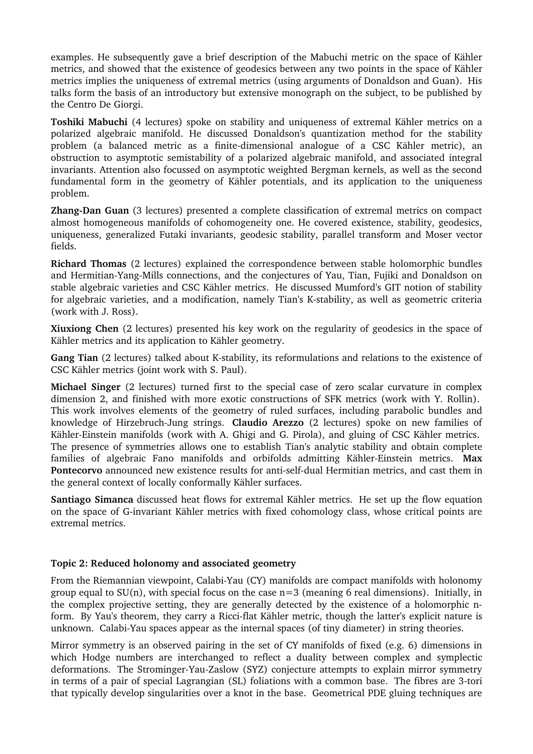examples. He subsequently gave a brief description of the Mabuchi metric on the space of Kähler metrics, and showed that the existence of geodesics between any two points in the space of Kähler metrics implies the uniqueness of extremal metrics (using arguments of Donaldson and Guan). His talks form the basis of an introductory but extensive monograph on the subject, to be published by the Centro De Giorgi.

**Toshiki Mabuchi** (4 lectures) spoke on stability and uniqueness of extremal Kähler metrics on a polarized algebraic manifold. He discussed Donaldson's quantization method for the stability problem (a balanced metric as a finite-dimensional analogue of a CSC Kähler metric), an obstruction to asymptotic semistability of a polarized algebraic manifold, and associated integral invariants. Attention also focussed on asymptotic weighted Bergman kernels, as well as the second fundamental form in the geometry of Kähler potentials, and its application to the uniqueness problem.

**Zhang-Dan Guan** (3 lectures) presented a complete classification of extremal metrics on compact almost homogeneous manifolds of cohomogeneity one. He covered existence, stability, geodesics, uniqueness, generalized Futaki invariants, geodesic stability, parallel transform and Moser vector fields.

**Richard Thomas** (2 lectures) explained the correspondence between stable holomorphic bundles and Hermitian-Yang-Mills connections, and the conjectures of Yau, Tian, Fujiki and Donaldson on stable algebraic varieties and CSC Kähler metrics. He discussed Mumford's GIT notion of stability for algebraic varieties, and a modification, namely Tian's K-stability, as well as geometric criteria (work with J. Ross).

**Xiuxiong Chen** (2 lectures) presented his key work on the regularity of geodesics in the space of Kähler metrics and its application to Kähler geometry.

**Gang Tian** (2 lectures) talked about K-stability, its reformulations and relations to the existence of CSC Kähler metrics (joint work with S. Paul).

**Michael Singer** (2 lectures) turned first to the special case of zero scalar curvature in complex dimension 2, and finished with more exotic constructions of SFK metrics (work with Y. Rollin). This work involves elements of the geometry of ruled surfaces, including parabolic bundles and knowledge of Hirzebruch-Jung strings. **Claudio Arezzo** (2 lectures) spoke on new families of Kähler-Einstein manifolds (work with A. Ghigi and G. Pirola), and gluing of CSC Kähler metrics. The presence of symmetries allows one to establish Tian's analytic stability and obtain complete families of algebraic Fano manifolds and orbifolds admitting Kähler-Einstein metrics. **Max Pontecorvo** announced new existence results for anti-self-dual Hermitian metrics, and cast them in the general context of locally conformally Kähler surfaces.

**Santiago Simanca** discussed heat flows for extremal Kähler metrics. He set up the flow equation on the space of G-invariant Kähler metrics with fixed cohomology class, whose critical points are extremal metrics.

**Topic 2: Reduced holonomy and associated geometry**

From the Riemannian viewpoint, Calabi-Yau (CY) manifolds are compact manifolds with holonomy group equal to SU(n), with special focus on the case n=3 (meaning 6 real dimensions). Initially, in the complex projective setting, they are generally detected by the existence of a holomorphic n-form. By Yau's theorem, they carry a Ricci-flat Kähler metric, though the latter's explicit nature is unknown. Calabi-Yau spaces appear as the internal spaces (of tiny diameter) in string theories.

Mirror symmetry is an observed pairing in the set of CY manifolds of fixed (e.g. 6) dimensions in which Hodge numbers are interchanged to reflect a duality between complex and symplectic deformations. The Strominger-Yau-Zaslow (SYZ) conjecture attempts to explain mirror symmetry in terms of a pair of special Lagrangian (SL) foliations with a common base. The fibres are 3-tori that typically develop singularities over a knot in the base. Geometrical PDE gluing techniques are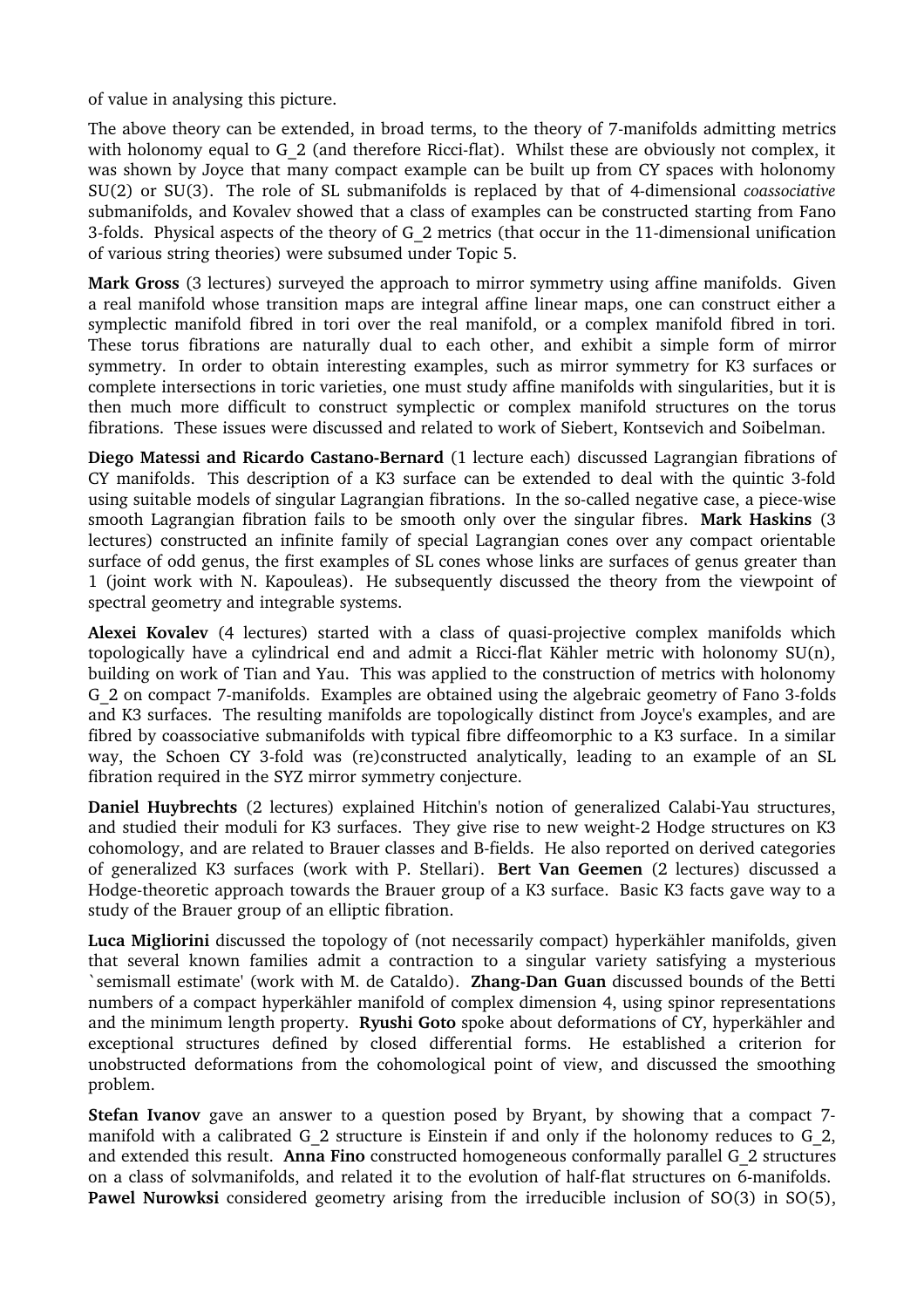of value in analysing this picture.

The above theory can be extended, in broad terms, to the theory of 7-manifolds admitting metrics with holonomy equal to G_2 (and therefore Ricci-flat). Whilst these are obviously not complex, it was shown by Joyce that many compact example can be built up from CY spaces with holonomy SU(2) or SU(3). The role of SL submanifolds is replaced by that of 4-dimensional *coassociative* submanifolds, and Kovalev showed that a class of examples can be constructed starting from Fano 3-folds. Physical aspects of the theory of G_2 metrics (that occur in the 11-dimensional unification of various string theories) were subsumed under Topic 5.

**Mark Gross** (3 lectures) surveyed the approach to mirror symmetry using affine manifolds. Given a real manifold whose transition maps are integral affine linear maps, one can construct either a symplectic manifold fibred in tori over the real manifold, or a complex manifold fibred in tori. These torus fibrations are naturally dual to each other, and exhibit a simple form of mirror symmetry. In order to obtain interesting examples, such as mirror symmetry for K3 surfaces or complete intersections in toric varieties, one must study affine manifolds with singularities, but it is then much more difficult to construct symplectic or complex manifold structures on the torus fibrations. These issues were discussed and related to work of Siebert, Kontsevich and Soibelman.

**Diego Matessi and Ricardo Castano-Bernard** (1 lecture each) discussed Lagrangian fibrations of CY manifolds. This description of a K3 surface can be extended to deal with the quintic 3-fold using suitable models of singular Lagrangian fibrations. In the so-called negative case, a piece-wise smooth Lagrangian fibration fails to be smooth only over the singular fibres. **Mark Haskins** (3 lectures) constructed an infinite family of special Lagrangian cones over any compact orientable surface of odd genus, the first examples of SL cones whose links are surfaces of genus greater than 1 (joint work with N. Kapouleas). He subsequently discussed the theory from the viewpoint of spectral geometry and integrable systems.

**Alexei Kovalev** (4 lectures) started with a class of quasi-projective complex manifolds which topologically have a cylindrical end and admit a Ricci-flat Kähler metric with holonomy SU(n), building on work of Tian and Yau. This was applied to the construction of metrics with holonomy G_2 on compact 7-manifolds. Examples are obtained using the algebraic geometry of Fano 3-folds and K3 surfaces. The resulting manifolds are topologically distinct from Joyce's examples, and are fibred by coassociative submanifolds with typical fibre diffeomorphic to a K3 surface. In a similar way, the Schoen CY 3-fold was (re)constructed analytically, leading to an example of an SL fibration required in the SYZ mirror symmetry conjecture.

**Daniel Huybrechts** (2 lectures) explained Hitchin's notion of generalized Calabi-Yau structures, and studied their moduli for K3 surfaces. They give rise to new weight-2 Hodge structures on K3 cohomology, and are related to Brauer classes and B-fields. He also reported on derived categories of generalized K3 surfaces (work with P. Stellari). **Bert Van Geemen** (2 lectures) discussed a Hodge-theoretic approach towards the Brauer group of a K3 surface. Basic K3 facts gave way to a study of the Brauer group of an elliptic fibration.

**Luca Migliorini** discussed the topology of (not necessarily compact) hyperkähler manifolds, given that several known families admit a contraction to a singular variety satisfying a mysterious `semismall estimate' (work with M. de Cataldo). **Zhang-Dan Guan** discussed bounds of the Betti numbers of a compact hyperkähler manifold of complex dimension 4, using spinor representations and the minimum length property. **Ryushi Goto** spoke about deformations of CY, hyperkähler and exceptional structures defined by closed differential forms. He established a criterion for unobstructed deformations from the cohomological point of view, and discussed the smoothing problem.

**Stefan Ivanov** gave an answer to a question posed by Bryant, by showing that a compact 7-manifold with a calibrated G_2 structure is Einstein if and only if the holonomy reduces to G_2, and extended this result. **Anna Fino** constructed homogeneous conformally parallel G_2 structures on a class of solvmanifolds, and related it to the evolution of half-flat structures on 6-manifolds. **Pawel Nurowksi** considered geometry arising from the irreducible inclusion of SO(3) in SO(5),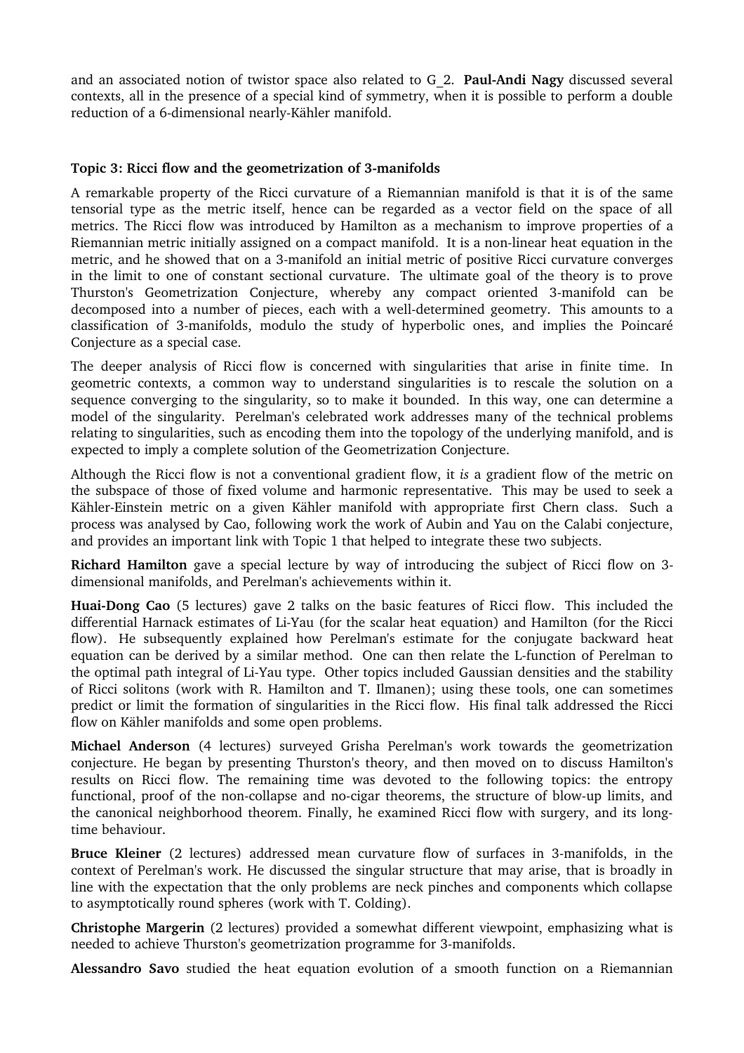and an associated notion of twistor space also related to G_2. **Paul-Andi Nagy** discussed several contexts, all in the presence of a special kind of symmetry, when it is possible to perform a double reduction of a 6-dimensional nearly-Kähler manifold.

### Topic 3: Ricci flow and the geometrization of 3-manifolds

A remarkable property of the Ricci curvature of a Riemannian manifold is that it is of the same tensorial type as the metric itself, hence can be regarded as a vector field on the space of all metrics. The Ricci flow was introduced by Hamilton as a mechanism to improve properties of a Riemannian metric initially assigned on a compact manifold. It is a non-linear heat equation in the metric, and he showed that on a 3-manifold an initial metric of positive Ricci curvature converges in the limit to one of constant sectional curvature. The ultimate goal of the theory is to prove Thurston's Geometrization Conjecture, whereby any compact oriented 3-manifold can be decomposed into a number of pieces, each with a well-determined geometry. This amounts to a classification of 3-manifolds, modulo the study of hyperbolic ones, and implies the Poincaré Conjecture as a special case.

The deeper analysis of Ricci flow is concerned with singularities that arise in finite time. In geometric contexts, a common way to understand singularities is to rescale the solution on a sequence converging to the singularity, so to make it bounded. In this way, one can determine a model of the singularity. Perelman's celebrated work addresses many of the technical problems relating to singularities, such as encoding them into the topology of the underlying manifold, and is expected to imply a complete solution of the Geometrization Conjecture.

Although the Ricci flow is not a conventional gradient flow, it *is* a gradient flow of the metric on the subspace of those of fixed volume and harmonic representative. This may be used to seek a Kähler-Einstein metric on a given Kähler manifold with appropriate first Chern class. Such a process was analysed by Cao, following work the work of Aubin and Yau on the Calabi conjecture, and provides an important link with Topic 1 that helped to integrate these two subjects.

**Richard Hamilton** gave a special lecture by way of introducing the subject of Ricci flow on 3-dimensional manifolds, and Perelman's achievements within it.

**Huai-Dong Cao** (5 lectures) gave 2 talks on the basic features of Ricci flow. This included the differential Harnack estimates of Li-Yau (for the scalar heat equation) and Hamilton (for the Ricci flow). He subsequently explained how Perelman's estimate for the conjugate backward heat equation can be derived by a similar method. One can then relate the L-function of Perelman to the optimal path integral of Li-Yau type. Other topics included Gaussian densities and the stability of Ricci solitons (work with R. Hamilton and T. Ilmanen); using these tools, one can sometimes predict or limit the formation of singularities in the Ricci flow. His final talk addressed the Ricci flow on Kähler manifolds and some open problems.

**Michael Anderson** (4 lectures) surveyed Grisha Perelman's work towards the geometrization conjecture. He began by presenting Thurston's theory, and then moved on to discuss Hamilton's results on Ricci flow. The remaining time was devoted to the following topics: the entropy functional, proof of the non-collapse and no-cigar theorems, the structure of blow-up limits, and the canonical neighborhood theorem. Finally, he examined Ricci flow with surgery, and its long-time behaviour.

**Bruce Kleiner** (2 lectures) addressed mean curvature flow of surfaces in 3-manifolds, in the context of Perelman's work. He discussed the singular structure that may arise, that is broadly in line with the expectation that the only problems are neck pinches and components which collapse to asymptotically round spheres (work with T. Colding).

**Christophe Margerin** (2 lectures) provided a somewhat different viewpoint, emphasizing what is needed to achieve Thurston's geometrization programme for 3-manifolds.

**Alessandro Savo** studied the heat equation evolution of a smooth function on a Riemannian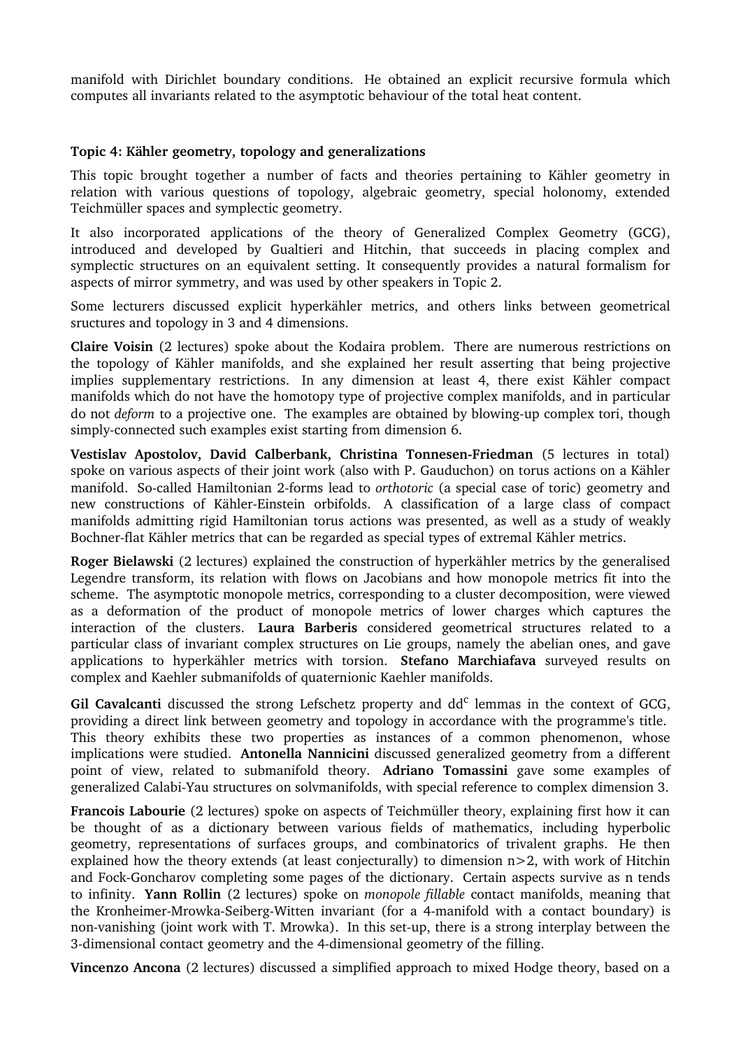manifold with Dirichlet boundary conditions. He obtained an explicit recursive formula which computes all invariants related to the asymptotic behaviour of the total heat content.

**Topic 4: Kähler geometry, topology and generalizations**

This topic brought together a number of facts and theories pertaining to Kähler geometry in relation with various questions of topology, algebraic geometry, special holonomy, extended Teichmüller spaces and symplectic geometry.

It also incorporated applications of the theory of Generalized Complex Geometry (GCG), introduced and developed by Gualtieri and Hitchin, that succeeds in placing complex and symplectic structures on an equivalent setting. It consequently provides a natural formalism for aspects of mirror symmetry, and was used by other speakers in Topic 2.

Some lecturers discussed explicit hyperkähler metrics, and others links between geometrical sructures and topology in 3 and 4 dimensions.

**Claire Voisin** (2 lectures) spoke about the Kodaira problem. There are numerous restrictions on the topology of Kähler manifolds, and she explained her result asserting that being projective implies supplementary restrictions. In any dimension at least 4, there exist Kähler compact manifolds which do not have the homotopy type of projective complex manifolds, and in particular do not *deform* to a projective one. The examples are obtained by blowing-up complex tori, though simply-connected such examples exist starting from dimension 6.

**Vestislav Apostolov, David Calberbank, Christina Tonnesen-Friedman** (5 lectures in total) spoke on various aspects of their joint work (also with P. Gauduchon) on torus actions on a Kähler manifold. So-called Hamiltonian 2-forms lead to *orthotoric* (a special case of toric) geometry and new constructions of Kähler-Einstein orbifolds. A classification of a large class of compact manifolds admitting rigid Hamiltonian torus actions was presented, as well as a study of weakly Bochner-flat Kähler metrics that can be regarded as special types of extremal Kähler metrics.

**Roger Bielawski** (2 lectures) explained the construction of hyperkähler metrics by the generalised Legendre transform, its relation with flows on Jacobians and how monopole metrics fit into the scheme. The asymptotic monopole metrics, corresponding to a cluster decomposition, were viewed as a deformation of the product of monopole metrics of lower charges which captures the interaction of the clusters. **Laura Barberis** considered geometrical structures related to a particular class of invariant complex structures on Lie groups, namely the abelian ones, and gave applications to hyperkähler metrics with torsion. **Stefano Marchiafava** surveyed results on complex and Kaehler submanifolds of quaternionic Kaehler manifolds.

**Gil Cavalcanti** discussed the strong Lefschetz property and $dd^c$ lemmas in the context of GCG, providing a direct link between geometry and topology in accordance with the programme's title. This theory exhibits these two properties as instances of a common phenomenon, whose implications were studied. **Antonella Nannicini** discussed generalized geometry from a different point of view, related to submanifold theory. **Adriano Tomassini** gave some examples of generalized Calabi-Yau structures on solvmanifolds, with special reference to complex dimension 3.

**Francois Labourie** (2 lectures) spoke on aspects of Teichmüller theory, explaining first how it can be thought of as a dictionary between various fields of mathematics, including hyperbolic geometry, representations of surfaces groups, and combinatorics of trivalent graphs. He then explained how the theory extends (at least conjecturally) to dimension $n>2$, with work of Hitchin and Fock-Goncharov completing some pages of the dictionary. Certain aspects survive as n tends to infinity. **Yann Rollin** (2 lectures) spoke on *monopole fillable* contact manifolds, meaning that the Kronheimer-Mrowka-Seiberg-Witten invariant (for a 4-manifold with a contact boundary) is non-vanishing (joint work with T. Mrowka). In this set-up, there is a strong interplay between the 3-dimensional contact geometry and the 4-dimensional geometry of the filling.

**Vincenzo Ancona** (2 lectures) discussed a simplified approach to mixed Hodge theory, based on a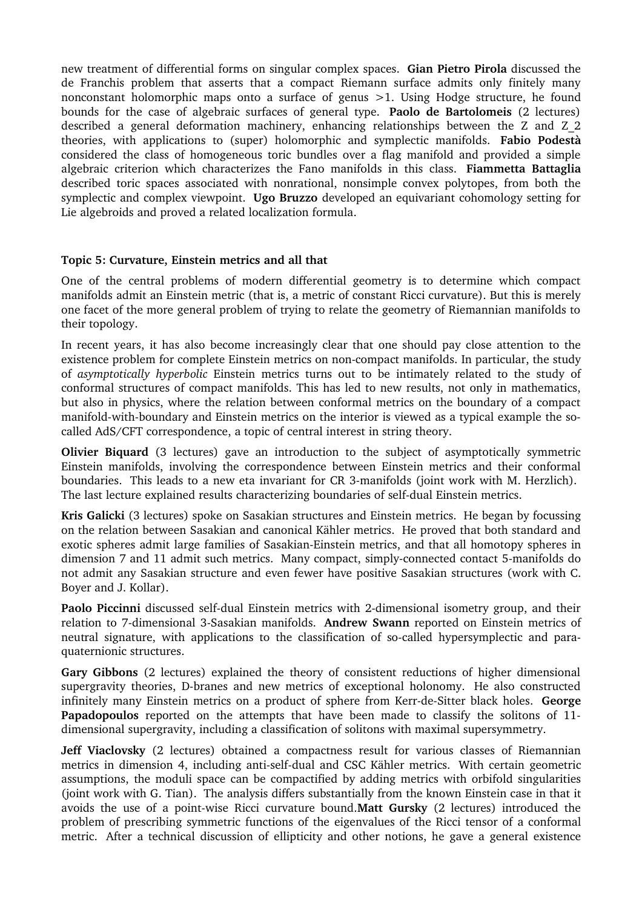new treatment of differential forms on singular complex spaces. **Gian Pietro Pirola** discussed the de Franchis problem that asserts that a compact Riemann surface admits only finitely many nonconstant holomorphic maps onto a surface of genus >1. Using Hodge structure, he found bounds for the case of algebraic surfaces of general type. **Paolo de Bartolomeis** (2 lectures) described a general deformation machinery, enhancing relationships between the Z and Z_2 theories, with applications to (super) holomorphic and symplectic manifolds. **Fabio Podestà** considered the class of homogeneous toric bundles over a flag manifold and provided a simple algebraic criterion which characterizes the Fano manifolds in this class. **Fiammetta Battaglia** described toric spaces associated with nonrational, nonsimple convex polytopes, from both the symplectic and complex viewpoint. **Ugo Bruzzo** developed an equivariant cohomology setting for Lie algebroids and proved a related localization formula.

### Topic 5: Curvature, Einstein metrics and all that

One of the central problems of modern differential geometry is to determine which compact manifolds admit an Einstein metric (that is, a metric of constant Ricci curvature). But this is merely one facet of the more general problem of trying to relate the geometry of Riemannian manifolds to their topology.

In recent years, it has also become increasingly clear that one should pay close attention to the existence problem for complete Einstein metrics on non-compact manifolds. In particular, the study of *asymptotically hyperbolic* Einstein metrics turns out to be intimately related to the study of conformal structures of compact manifolds. This has led to new results, not only in mathematics, but also in physics, where the relation between conformal metrics on the boundary of a compact manifold-with-boundary and Einstein metrics on the interior is viewed as a typical example the so-called AdS/CFT correspondence, a topic of central interest in string theory.

**Olivier Biquard** (3 lectures) gave an introduction to the subject of asymptotically symmetric Einstein manifolds, involving the correspondence between Einstein metrics and their conformal boundaries. This leads to a new eta invariant for CR 3-manifolds (joint work with M. Herzlich). The last lecture explained results characterizing boundaries of self-dual Einstein metrics.

**Kris Galicki** (3 lectures) spoke on Sasakian structures and Einstein metrics. He began by focussing on the relation between Sasakian and canonical Kähler metrics. He proved that both standard and exotic spheres admit large families of Sasakian-Einstein metrics, and that all homotopy spheres in dimension 7 and 11 admit such metrics. Many compact, simply-connected contact 5-manifolds do not admit any Sasakian structure and even fewer have positive Sasakian structures (work with C. Boyer and J. Kollar).

**Paolo Piccinni** discussed self-dual Einstein metrics with 2-dimensional isometry group, and their relation to 7-dimensional 3-Sasakian manifolds. **Andrew Swann** reported on Einstein metrics of neutral signature, with applications to the classification of so-called hypersymplectic and para-quaternionic structures.

**Gary Gibbons** (2 lectures) explained the theory of consistent reductions of higher dimensional supergravity theories, D-branes and new metrics of exceptional holonomy. He also constructed infinitely many Einstein metrics on a product of sphere from Kerr-de-Sitter black holes. **George Papadopoulos** reported on the attempts that have been made to classify the solitons of 11-dimensional supergravity, including a classification of solitons with maximal supersymmetry.

**Jeff Viaclovsky** (2 lectures) obtained a compactness result for various classes of Riemannian metrics in dimension 4, including anti-self-dual and CSC Kähler metrics. With certain geometric assumptions, the moduli space can be compactified by adding metrics with orbifold singularities (joint work with G. Tian). The analysis differs substantially from the known Einstein case in that it avoids the use of a point-wise Ricci curvature bound.**Matt Gursky** (2 lectures) introduced the problem of prescribing symmetric functions of the eigenvalues of the Ricci tensor of a conformal metric. After a technical discussion of ellipticity and other notions, he gave a general existence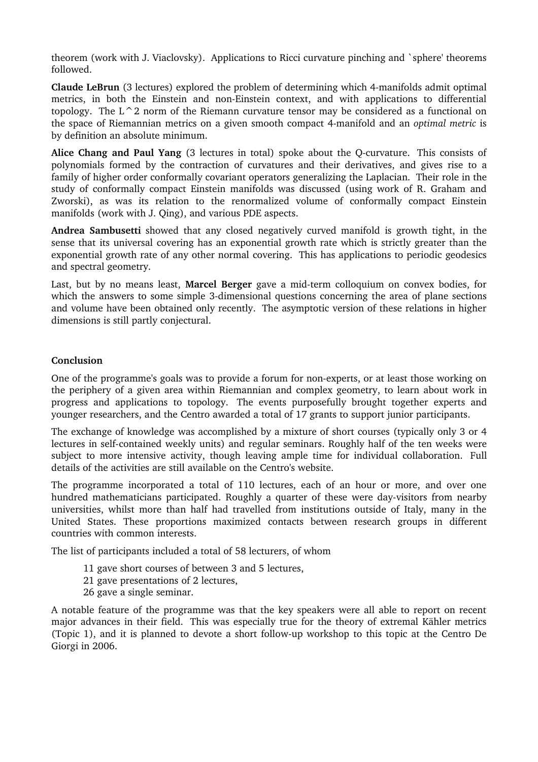theorem (work with J. Viaclovsky). Applications to Ricci curvature pinching and `sphere' theorems followed.

**Claude LeBrun** (3 lectures) explored the problem of determining which 4-manifolds admit optimal metrics, in both the Einstein and non-Einstein context, and with applications to differential topology. The $L^2$ norm of the Riemann curvature tensor may be considered as a functional on the space of Riemannian metrics on a given smooth compact 4-manifold and an *optimal metric* is by definition an absolute minimum.

**Alice Chang and Paul Yang** (3 lectures in total) spoke about the Q-curvature. This consists of polynomials formed by the contraction of curvatures and their derivatives, and gives rise to a family of higher order conformally covariant operators generalizing the Laplacian. Their role in the study of conformally compact Einstein manifolds was discussed (using work of R. Graham and Zworski), as was its relation to the renormalized volume of conformally compact Einstein manifolds (work with J. Qing), and various PDE aspects.

**Andrea Sambusetti** showed that any closed negatively curved manifold is growth tight, in the sense that its universal covering has an exponential growth rate which is strictly greater than the exponential growth rate of any other normal covering. This has applications to periodic geodesics and spectral geometry.

Last, but by no means least, **Marcel Berger** gave a mid-term colloquium on convex bodies, for which the answers to some simple 3-dimensional questions concerning the area of plane sections and volume have been obtained only recently. The asymptotic version of these relations in higher dimensions is still partly conjectural.

**Conclusion**

One of the programme's goals was to provide a forum for non-experts, or at least those working on the periphery of a given area within Riemannian and complex geometry, to learn about work in progress and applications to topology. The events purposefully brought together experts and younger researchers, and the Centro awarded a total of 17 grants to support junior participants.

The exchange of knowledge was accomplished by a mixture of short courses (typically only 3 or 4 lectures in self-contained weekly units) and regular seminars. Roughly half of the ten weeks were subject to more intensive activity, though leaving ample time for individual collaboration. Full details of the activities are still available on the Centro's website.

The programme incorporated a total of 110 lectures, each of an hour or more, and over one hundred mathematicians participated. Roughly a quarter of these were day-visitors from nearby universities, whilst more than half had travelled from institutions outside of Italy, many in the United States. These proportions maximized contacts between research groups in different countries with common interests.

The list of participants included a total of 58 lecturers, of whom

- 11 gave short courses of between 3 and 5 lectures,
- 21 gave presentations of 2 lectures,
- 26 gave a single seminar.

A notable feature of the programme was that the key speakers were all able to report on recent major advances in their field. This was especially true for the theory of extremal Kähler metrics (Topic 1), and it is planned to devote a short follow-up workshop to this topic at the Centro De Giorgi in 2006.